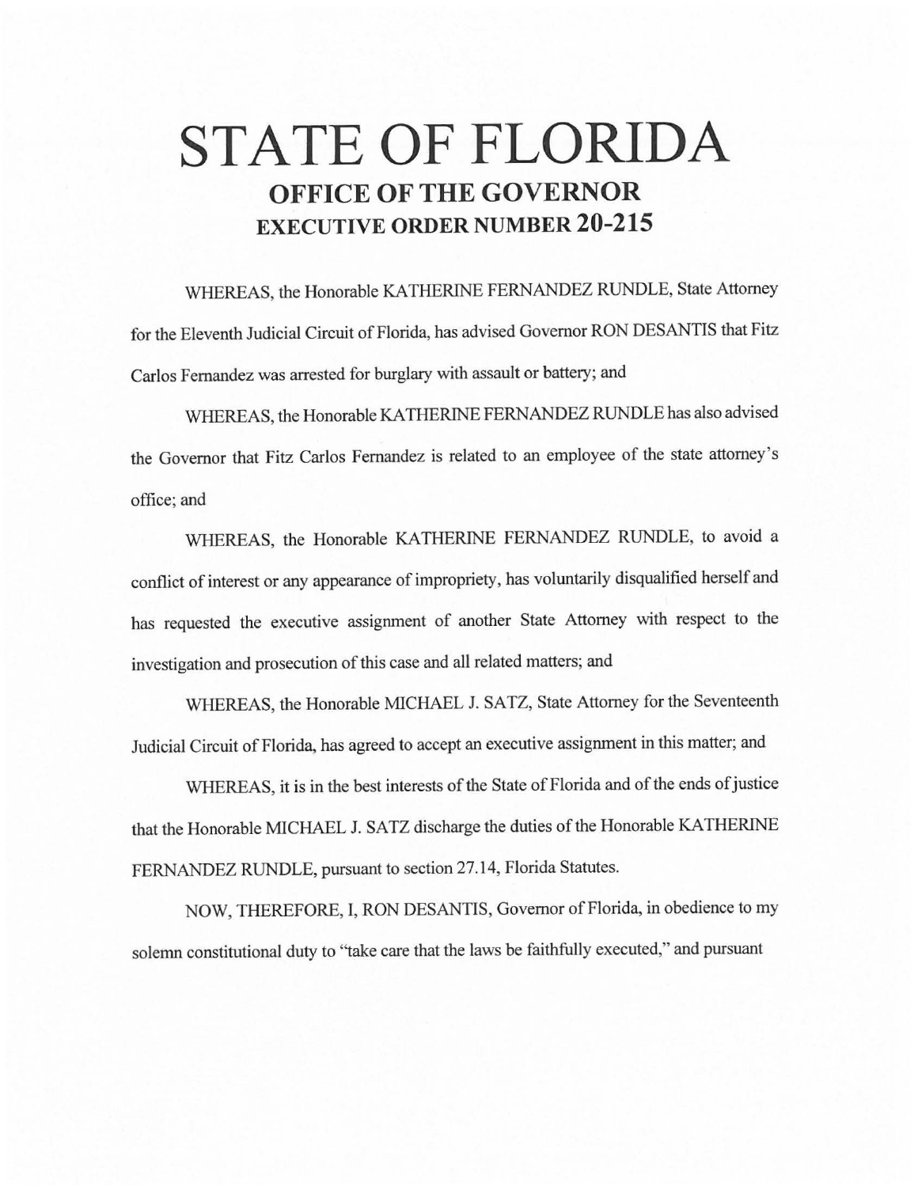# STATE OF FLORIDA

## OFFICE OF THE GOVERNOR

## EXECUTIVE ORDER NUMBER 20-215

WHEREAS, the Honorable KATHERINE FERNANDEZ RUNDLE, State Attorney for the Eleventh Judicial Circuit of Florida, has advised Governor RON DESANTIS that Fitz Carlos Fernandez was arrested for burglary with assault or battery; and

WHEREAS, the Honorable KATHERINE FERNANDEZ RUNDLE has also advised the Governor that Fitz Carlos Fernandez is related to an employee of the state attorney's office; and

WHEREAS, the Honorable KATHERINE FERNANDEZ RUNDLE, to avoid a conflict of interest or any appearance of impropriety, has voluntarily disqualified herself and has requested the executive assignment of another State Attorney with respect to the investigation and prosecution of this case and all related matters; and

WHEREAS, the Honorable MICHAEL J. SATZ, State Attorney for the Seventeenth Judicial Circuit of Florida, has agreed to accept an executive assignment in this matter; and

WHEREAS, it is in the best interests of the State of Florida and of the ends of justice that the Honorable MICHAEL J. SATZ discharge the duties of the Honorable KATHERINE FERNANDEZ RUNDLE, pursuant to section 27.14, Florida Statutes.

NOW, THEREFORE, I, RON DESANTIS, Governor of Florida, in obedience to my solemn constitutional duty to "take care that the laws be faithfully executed," and pursuant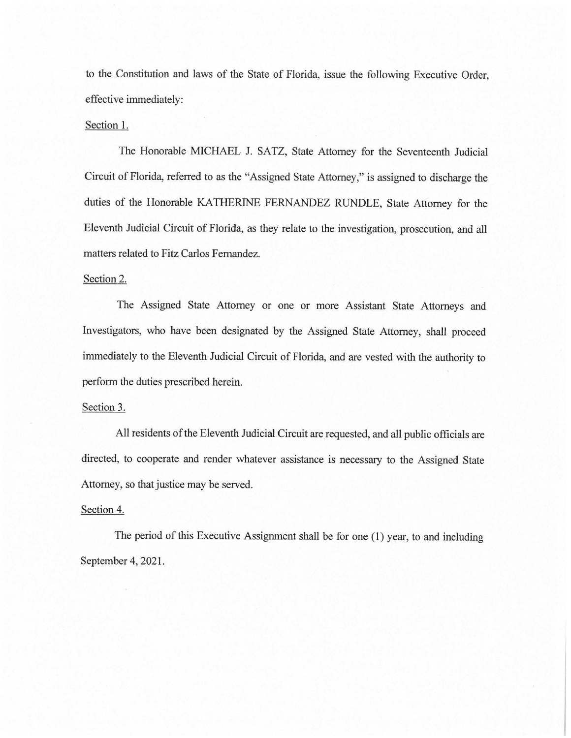to the Constitution and laws of the State of Florida, issue the following Executive Order, effective immediately:

Section 1.

The Honorable MICHAEL J. SATZ, State Attorney for the Seventeenth Judicial Circuit of Florida, referred to as the "Assigned State Attorney," is assigned to discharge the duties of the Honorable KATHERINE FERNANDEZ RUNDLE, State Attorney for the Eleventh Judicial Circuit of Florida, as they relate to the investigation, prosecution, and all matters related to Fitz Carlos Fernandez.

Section 2.

The Assigned State Attorney or one or more Assistant State Attorneys and Investigators, who have been designated by the Assigned State Attorney, shall proceed immediately to the Eleventh Judicial Circuit of Florida, and are vested with the authority to perform the duties prescribed herein.

Section 3.

All residents of the Eleventh Judicial Circuit are requested, and all public officials are directed, to cooperate and render whatever assistance is necessary to the Assigned State Attorney, so that justice may be served.

Section 4.

The period of this Executive Assignment shall be for one (1) year, to and including September 4, 2021.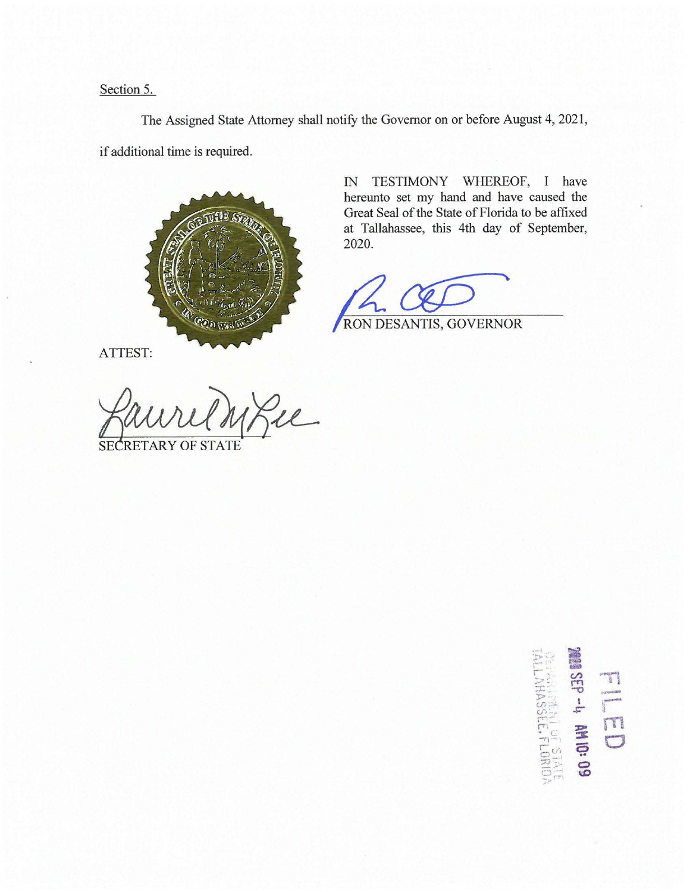Section 5.

The Assigned State Attorney shall notify the Governor on or before August 4, 2021, if additional time is required.

IN TESTIMONY WHEREOF, I have hereunto set my hand and have caused the Great Seal of the State of Florida to be affixed at Tallahassee, this 4th day of September, 2020.

RON DESANTIS, GOVERNOR

ATTEST:

SECRETARY OF STATE

FILED

2020 SEP -4 AM 10:09

DEPARTMENT OF STATE
TALLAHASSEE, FLORIDA